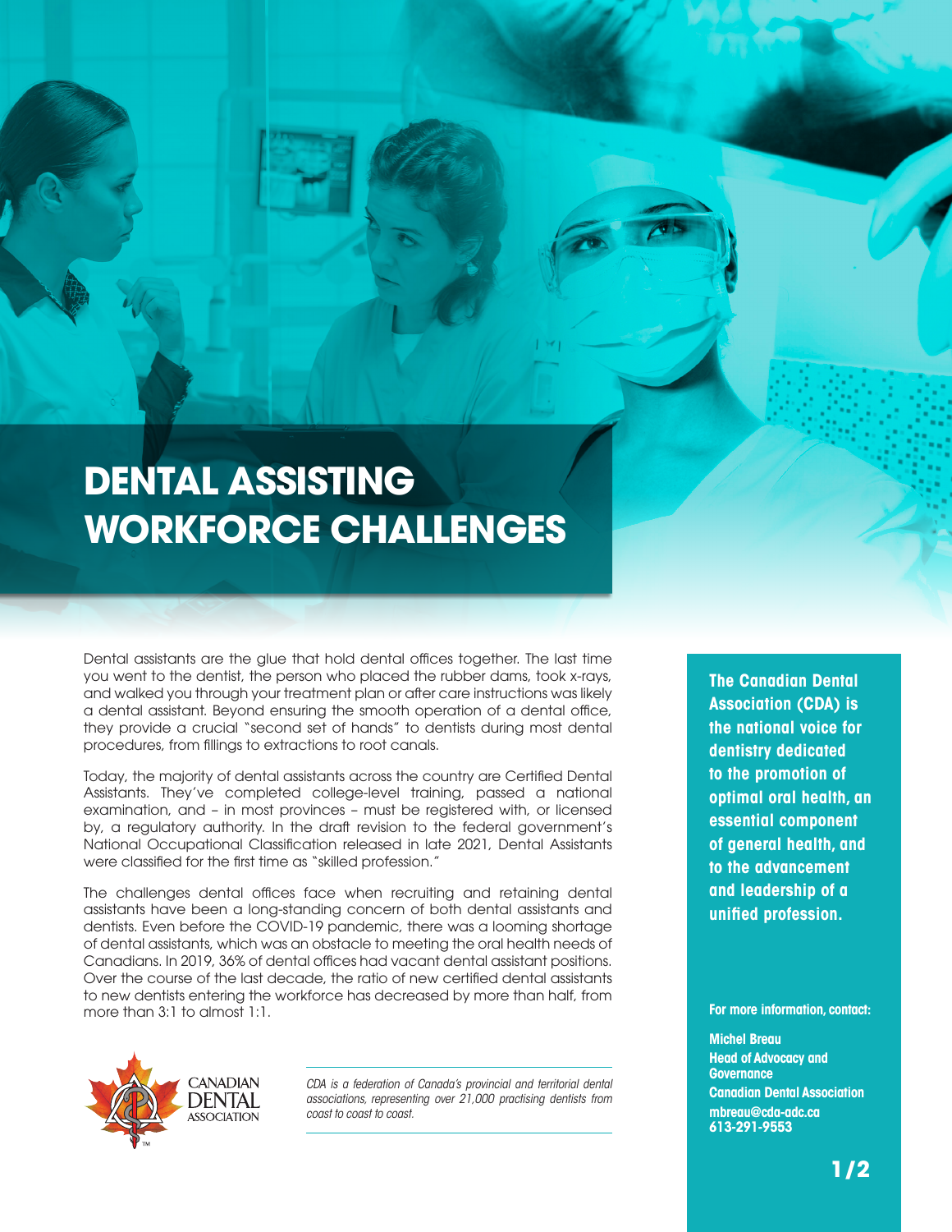# DENTAL ASSISTING WORKFORCE CHALLENGES

Dental assistants are the glue that hold dental offices together. The last time you went to the dentist, the person who placed the rubber dams, took x-rays, and walked you through your treatment plan or after care instructions was likely a dental assistant. Beyond ensuring the smooth operation of a dental office, they provide a crucial "second set of hands" to dentists during most dental procedures, from fillings to extractions to root canals.

Today, the majority of dental assistants across the country are Certified Dental Assistants. They've completed college-level training, passed a national examination, and – in most provinces – must be registered with, or licensed by, a regulatory authority. In the draft revision to the federal government's National Occupational Classification released in late 2021, Dental Assistants were classified for the first time as "skilled profession."

The challenges dental offices face when recruiting and retaining dental assistants have been a long-standing concern of both dental assistants and dentists. Even before the COVID-19 pandemic, there was a looming shortage of dental assistants, which was an obstacle to meeting the oral health needs of Canadians. In 2019, 36% of dental offices had vacant dental assistant positions. Over the course of the last decade, the ratio of new certified dental assistants to new dentists entering the workforce has decreased by more than half, from more than 3:1 to almost 1:1.

**The Canadian Dental Association (CDA) is the national voice for dentistry dedicated to the promotion of optimal oral health, an essential component of general health, and to the advancement and leadership of a unified profession.**

CANADIAN DENTAL ASSOCIATION

*CDA is a federation of Canada's provincial and territorial dental associations, representing over 21,000 practising dentists from coast to coast to coast.*

**For more information, contact:**

**Michel Breau**
**Head of Advocacy and Governance**
**Canadian Dental Association**
**mbreau@cda-adc.ca**
**613-291-9553**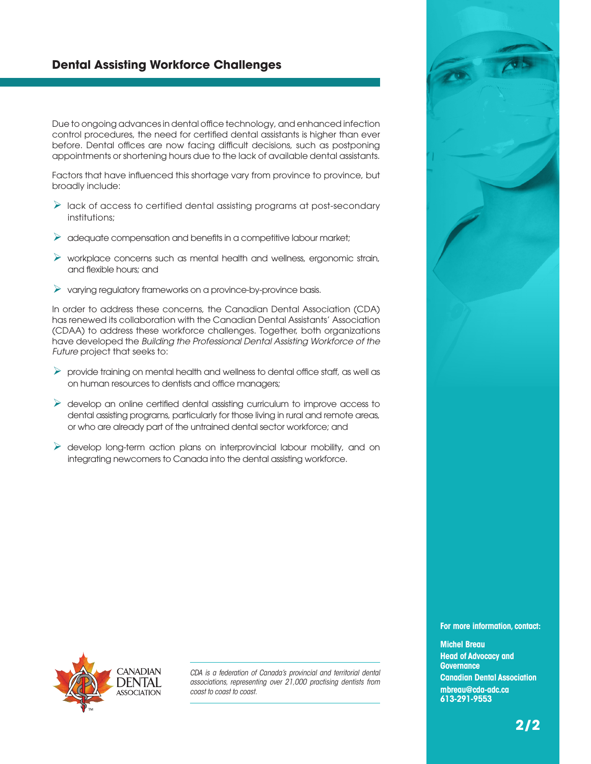## Dental Assisting Workforce Challenges

Due to ongoing advances in dental office technology, and enhanced infection control procedures, the need for certified dental assistants is higher than ever before. Dental offices are now facing difficult decisions, such as postponing appointments or shortening hours due to the lack of available dental assistants.

Factors that have influenced this shortage vary from province to province, but broadly include:

- lack of access to certified dental assisting programs at post-secondary institutions;
- adequate compensation and benefits in a competitive labour market;
- workplace concerns such as mental health and wellness, ergonomic strain, and flexible hours; and
- varying regulatory frameworks on a province-by-province basis.

In order to address these concerns, the Canadian Dental Association (CDA) has renewed its collaboration with the Canadian Dental Assistants' Association (CDAA) to address these workforce challenges. Together, both organizations have developed the *Building the Professional Dental Assisting Workforce of the Future* project that seeks to:

- provide training on mental health and wellness to dental office staff, as well as on human resources to dentists and office managers;
- develop an online certified dental assisting curriculum to improve access to dental assisting programs, particularly for those living in rural and remote areas, or who are already part of the untrained dental sector workforce; and
- develop long-term action plans on interprovincial labour mobility, and on integrating newcomers to Canada into the dental assisting workforce.

CANADIAN DENTAL ASSOCIATION

*CDA is a federation of Canada's provincial and territorial dental associations, representing over 21,000 practising dentists from coast to coast to coast.*

**For more information, contact:**

**Michel Breau**
**Head of Advocacy and Governance**
**Canadian Dental Association**
**mbreau@cda-adc.ca**
**613-291-9553**